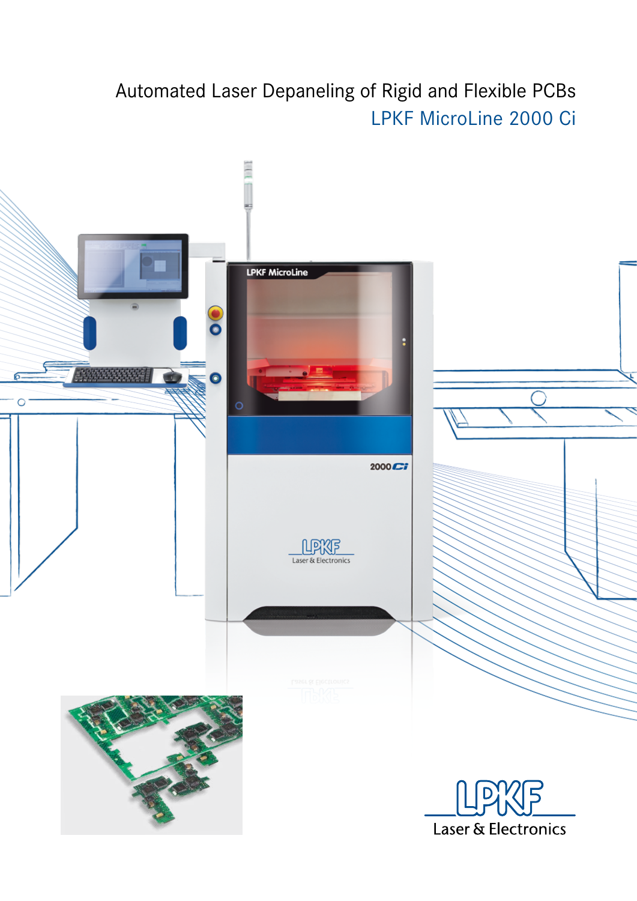# Automated Laser Depaneling of Rigid and Flexible PCBs

## LPKF MicroLine 2000 Ci

LPKF Laser & Electronics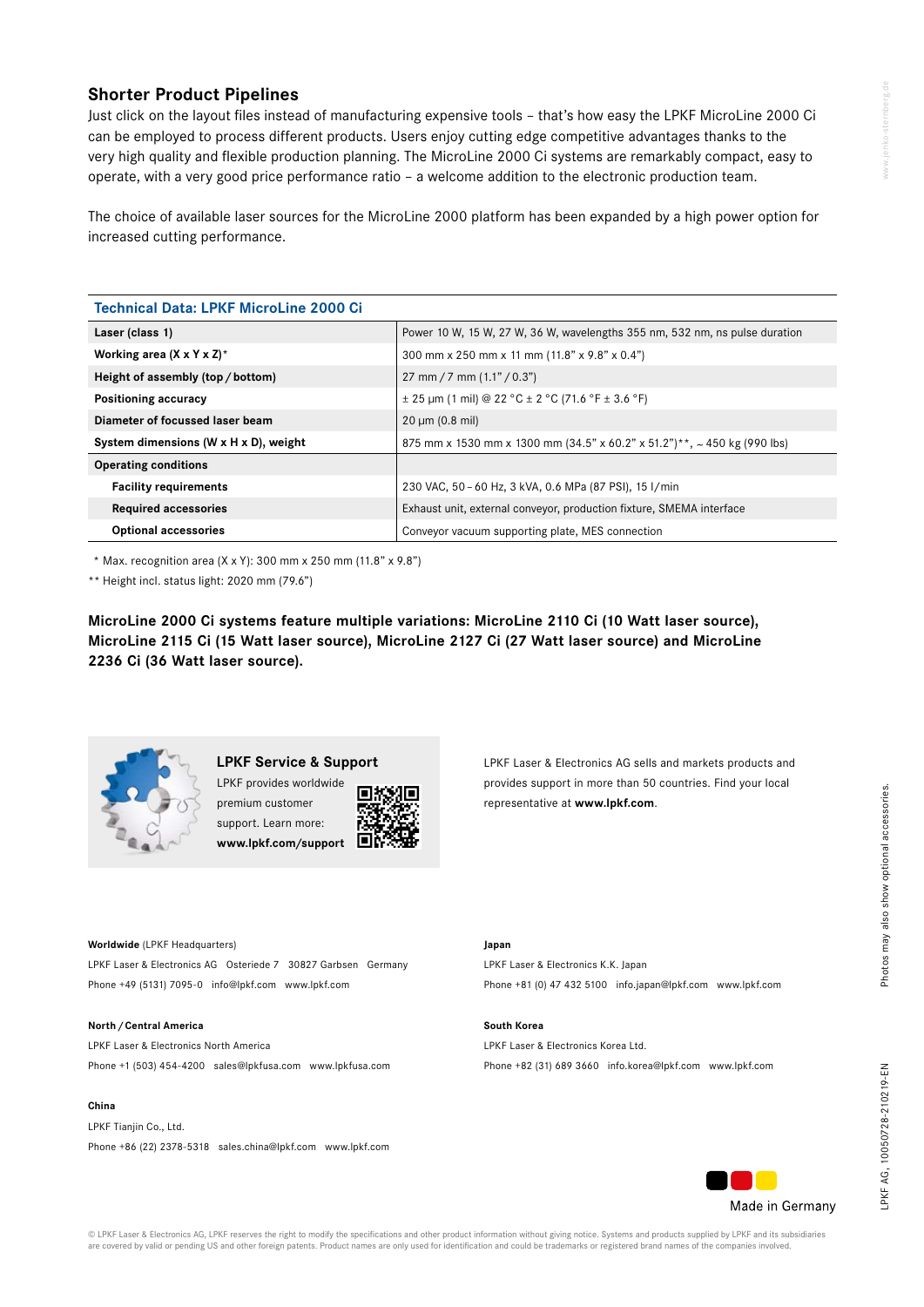## Shorter Product Pipelines

Just click on the layout files instead of manufacturing expensive tools – that's how easy the LPKF MicroLine 2000 Ci can be employed to process different products. Users enjoy cutting edge competitive advantages thanks to the very high quality and flexible production planning. The MicroLine 2000 Ci systems are remarkably compact, easy to operate, with a very good price performance ratio – a welcome addition to the electronic production team.

The choice of available laser sources for the MicroLine 2000 platform has been expanded by a high power option for increased cutting performance.

**Technical Data: LPKF MicroLine 2000 Ci**

| | |
|---|---|
| **Laser (class 1)** | Power 10 W, 15 W, 27 W, 36 W, wavelengths 355 nm, 532 nm, ns pulse duration |
| **Working area (X x Y x Z)*** | 300 mm x 250 mm x 11 mm (11.8" x 9.8" x 0.4") |
| **Height of assembly (top / bottom)** | 27 mm / 7 mm (1.1" / 0.3") |
| **Positioning accuracy** | ± 25 µm (1 mil) @ 22 °C ± 2 °C (71.6 °F ± 3.6 °F) |
| **Diameter of focussed laser beam** | 20 µm (0.8 mil) |
| **System dimensions (W x H x D), weight** | 875 mm x 1530 mm x 1300 mm (34.5" x 60.2" x 51.2")**, ~ 450 kg (990 lbs) |
| **Operating conditions** | |
| **Facility requirements** | 230 VAC, 50 – 60 Hz, 3 kVA, 0.6 MPa (87 PSI), 15 l/min |
| **Required accessories** | Exhaust unit, external conveyor, production fixture, SMEMA interface |
| **Optional accessories** | Conveyor vacuum supporting plate, MES connection |

\* Max. recognition area (X x Y): 300 mm x 250 mm (11.8" x 9.8")

** Height incl. status light: 2020 mm (79.6")

**MicroLine 2000 Ci systems feature multiple variations: MicroLine 2110 Ci (10 Watt laser source), MicroLine 2115 Ci (15 Watt laser source), MicroLine 2127 Ci (27 Watt laser source) and MicroLine 2236 Ci (36 Watt laser source).**

**LPKF Service & Support**

LPKF provides worldwide premium customer support. Learn more: **www.lpkf.com/support**

LPKF Laser & Electronics AG sells and markets products and provides support in more than 50 countries. Find your local representative at **www.lpkf.com**.

**Worldwide** (LPKF Headquarters)
LPKF Laser & Electronics AG Osteriede 7 30827 Garbsen Germany
Phone +49 (5131) 7095-0 info@lpkf.com www.lpkf.com

**North / Central America**
LPKF Laser & Electronics North America
Phone +1 (503) 454-4200 sales@lpkfusa.com www.lpkfusa.com

**China**
LPKF Tianjin Co., Ltd.
Phone +86 (22) 2378-5318 sales.china@lpkf.com www.lpkf.com

**Japan**
LPKF Laser & Electronics K.K. Japan
Phone +81 (0) 47 432 5100 info.japan@lpkf.com www.lpkf.com

**South Korea**
LPKF Laser & Electronics Korea Ltd.
Phone +82 (31) 689 3660 info.korea@lpkf.com www.lpkf.com

Made in Germany

Photos may also show optional accessories.

LPKF AG, 10050728-210219-EN

© LPKF Laser & Electronics AG, LPKF reserves the right to modify the specifications and other product information without giving notice. Systems and products supplied by LPKF and its subsidiaries are covered by valid or pending US and other foreign patents. Product names are only used for identification and could be trademarks or registered brand names of the companies involved.